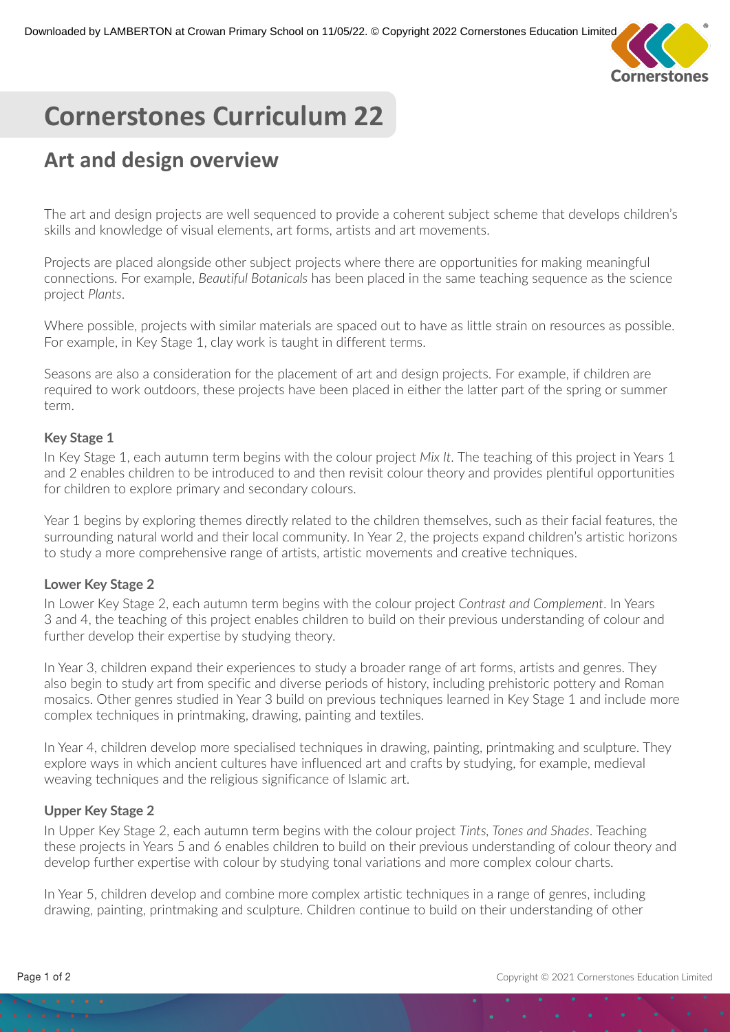# Cornerstones Curriculum 22

## Art and design overview

The art and design projects are well sequenced to provide a coherent subject scheme that develops children's skills and knowledge of visual elements, art forms, artists and art movements.

Projects are placed alongside other subject projects where there are opportunities for making meaningful connections. For example, *Beautiful Botanicals* has been placed in the same teaching sequence as the science project *Plants*.

Where possible, projects with similar materials are spaced out to have as little strain on resources as possible. For example, in Key Stage 1, clay work is taught in different terms.

Seasons are also a consideration for the placement of art and design projects. For example, if children are required to work outdoors, these projects have been placed in either the latter part of the spring or summer term.

### Key Stage 1

In Key Stage 1, each autumn term begins with the colour project *Mix It*. The teaching of this project in Years 1 and 2 enables children to be introduced to and then revisit colour theory and provides plentiful opportunities for children to explore primary and secondary colours.

Year 1 begins by exploring themes directly related to the children themselves, such as their facial features, the surrounding natural world and their local community. In Year 2, the projects expand children's artistic horizons to study a more comprehensive range of artists, artistic movements and creative techniques.

### Lower Key Stage 2

In Lower Key Stage 2, each autumn term begins with the colour project *Contrast and Complement*. In Years 3 and 4, the teaching of this project enables children to build on their previous understanding of colour and further develop their expertise by studying theory.

In Year 3, children expand their experiences to study a broader range of art forms, artists and genres. They also begin to study art from specific and diverse periods of history, including prehistoric pottery and Roman mosaics. Other genres studied in Year 3 build on previous techniques learned in Key Stage 1 and include more complex techniques in printmaking, drawing, painting and textiles.

In Year 4, children develop more specialised techniques in drawing, painting, printmaking and sculpture. They explore ways in which ancient cultures have influenced art and crafts by studying, for example, medieval weaving techniques and the religious significance of Islamic art.

### Upper Key Stage 2

In Upper Key Stage 2, each autumn term begins with the colour project *Tints, Tones and Shades*. Teaching these projects in Years 5 and 6 enables children to build on their previous understanding of colour theory and develop further expertise with colour by studying tonal variations and more complex colour charts.

In Year 5, children develop and combine more complex artistic techniques in a range of genres, including drawing, painting, printmaking and sculpture. Children continue to build on their understanding of other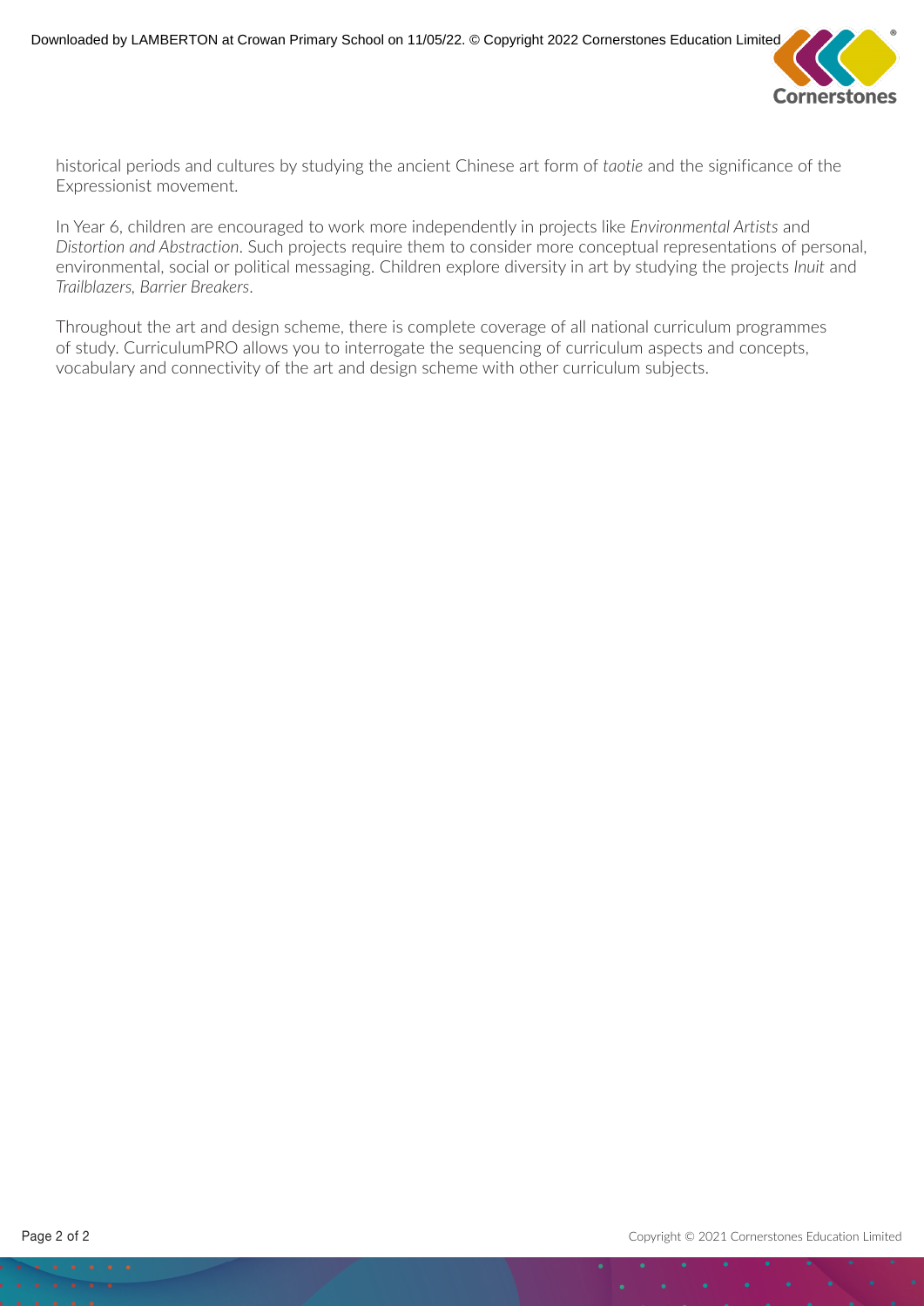historical periods and cultures by studying the ancient Chinese art form of *taotie* and the significance of the Expressionist movement.

In Year 6, children are encouraged to work more independently in projects like *Environmental Artists* and *Distortion and Abstraction*. Such projects require them to consider more conceptual representations of personal, environmental, social or political messaging. Children explore diversity in art by studying the projects *Inuit* and *Trailblazers, Barrier Breakers*.

Throughout the art and design scheme, there is complete coverage of all national curriculum programmes of study. CurriculumPRO allows you to interrogate the sequencing of curriculum aspects and concepts, vocabulary and connectivity of the art and design scheme with other curriculum subjects.